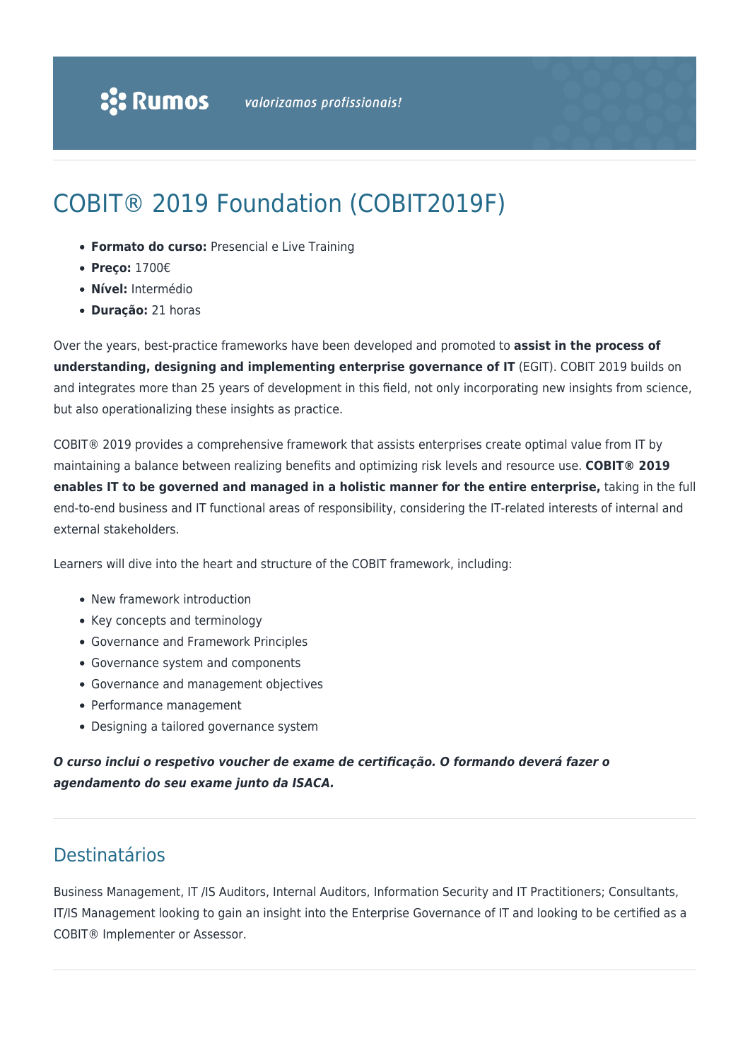# COBIT® 2019 Foundation (COBIT2019F)

- **Formato do curso:** Presencial e Live Training
- **Preço:** 1700€
- **Nível:** Intermédio
- **Duração:** 21 horas

Over the years, best-practice frameworks have been developed and promoted to **assist in the process of understanding, designing and implementing enterprise governance of IT** (EGIT). COBIT 2019 builds on and integrates more than 25 years of development in this field, not only incorporating new insights from science, but also operationalizing these insights as practice.

COBIT® 2019 provides a comprehensive framework that assists enterprises create optimal value from IT by maintaining a balance between realizing benefits and optimizing risk levels and resource use. **COBIT® 2019 enables IT to be governed and managed in a holistic manner for the entire enterprise,** taking in the full end-to-end business and IT functional areas of responsibility, considering the IT-related interests of internal and external stakeholders.

Learners will dive into the heart and structure of the COBIT framework, including:

- New framework introduction
- Key concepts and terminology
- Governance and Framework Principles
- Governance system and components
- Governance and management objectives
- Performance management
- Designing a tailored governance system

***O curso inclui o respetivo voucher de exame de certificação. O formando deverá fazer o agendamento do seu exame junto da ISACA.***

## Destinatários

Business Management, IT /IS Auditors, Internal Auditors, Information Security and IT Practitioners; Consultants, IT/IS Management looking to gain an insight into the Enterprise Governance of IT and looking to be certified as a COBIT® Implementer or Assessor.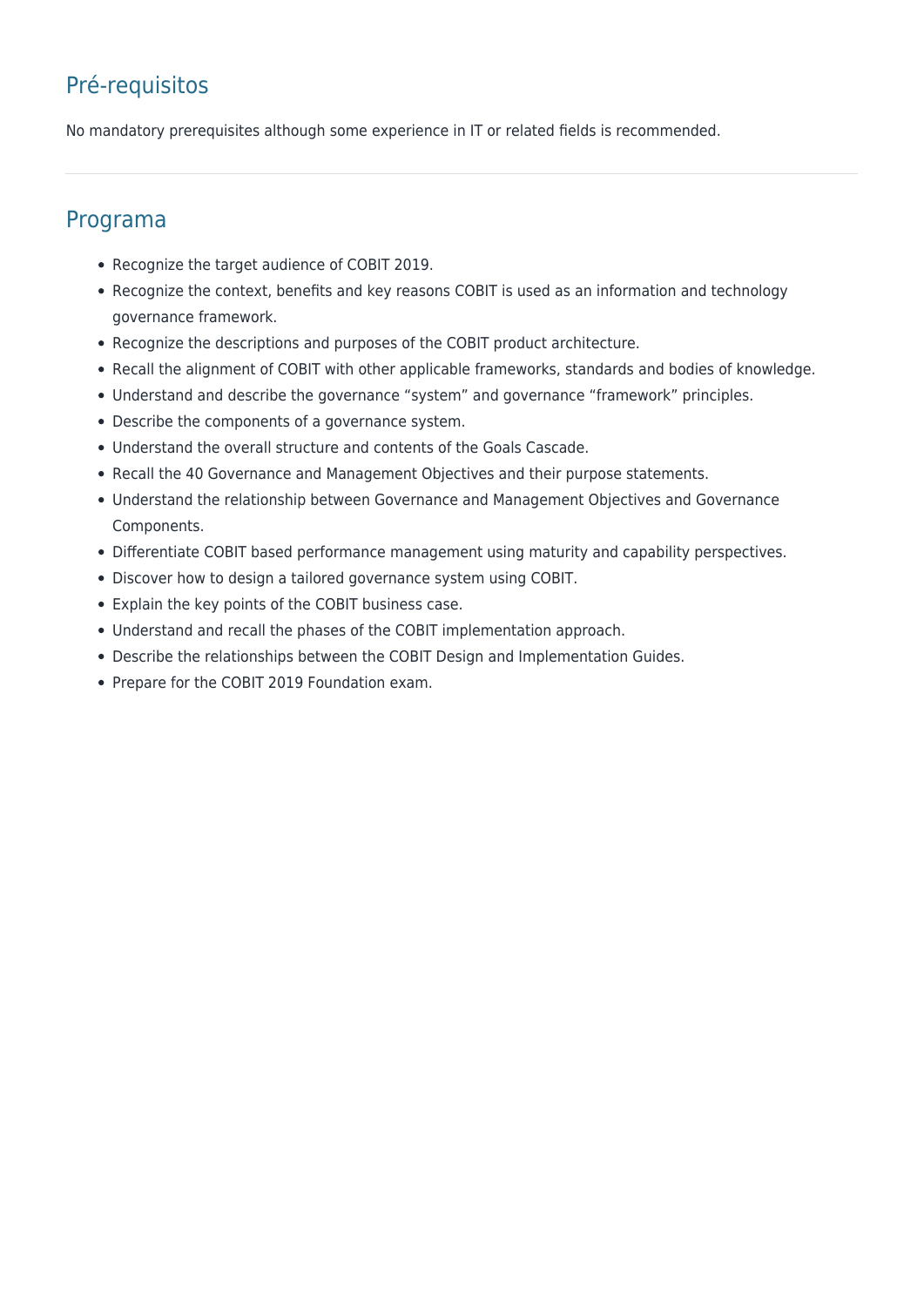## Pré-requisitos

No mandatory prerequisites although some experience in IT or related fields is recommended.

## Programa

- Recognize the target audience of COBIT 2019.
- Recognize the context, benefits and key reasons COBIT is used as an information and technology governance framework.
- Recognize the descriptions and purposes of the COBIT product architecture.
- Recall the alignment of COBIT with other applicable frameworks, standards and bodies of knowledge.
- Understand and describe the governance "system" and governance "framework" principles.
- Describe the components of a governance system.
- Understand the overall structure and contents of the Goals Cascade.
- Recall the 40 Governance and Management Objectives and their purpose statements.
- Understand the relationship between Governance and Management Objectives and Governance Components.
- Differentiate COBIT based performance management using maturity and capability perspectives.
- Discover how to design a tailored governance system using COBIT.
- Explain the key points of the COBIT business case.
- Understand and recall the phases of the COBIT implementation approach.
- Describe the relationships between the COBIT Design and Implementation Guides.
- Prepare for the COBIT 2019 Foundation exam.